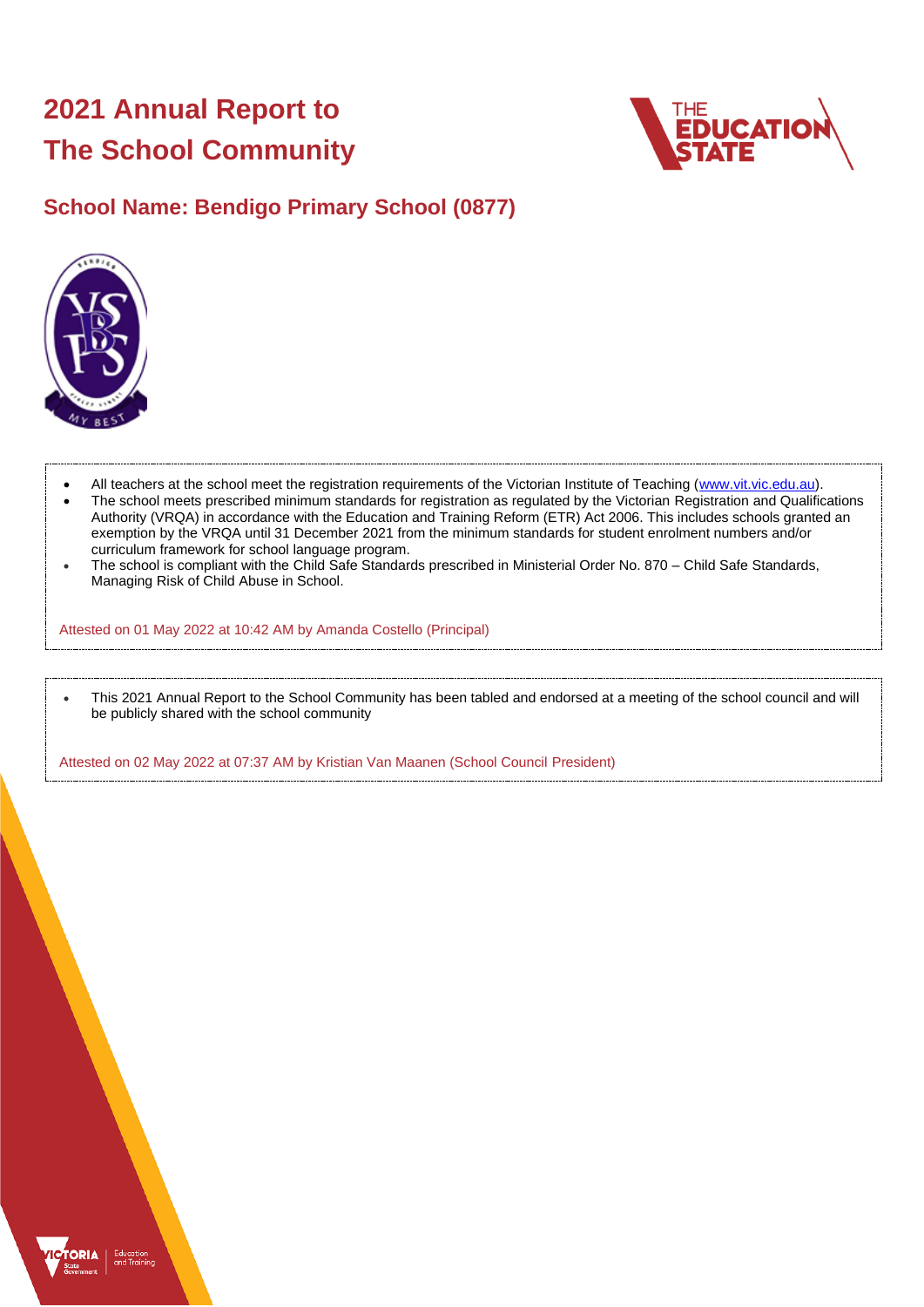# 2021 Annual Report to The School Community

## School Name: Bendigo Primary School (0877)

- All teachers at the school meet the registration requirements of the Victorian Institute of Teaching (www.vit.vic.edu.au).
- The school meets prescribed minimum standards for registration as regulated by the Victorian Registration and Qualifications Authority (VRQA) in accordance with the Education and Training Reform (ETR) Act 2006. This includes schools granted an exemption by the VRQA until 31 December 2021 from the minimum standards for student enrolment numbers and/or curriculum framework for school language program.
- The school is compliant with the Child Safe Standards prescribed in Ministerial Order No. 870 – Child Safe Standards, Managing Risk of Child Abuse in School.

Attested on 01 May 2022 at 10:42 AM by Amanda Costello (Principal)

- This 2021 Annual Report to the School Community has been tabled and endorsed at a meeting of the school council and will be publicly shared with the school community

Attested on 02 May 2022 at 07:37 AM by Kristian Van Maanen (School Council President)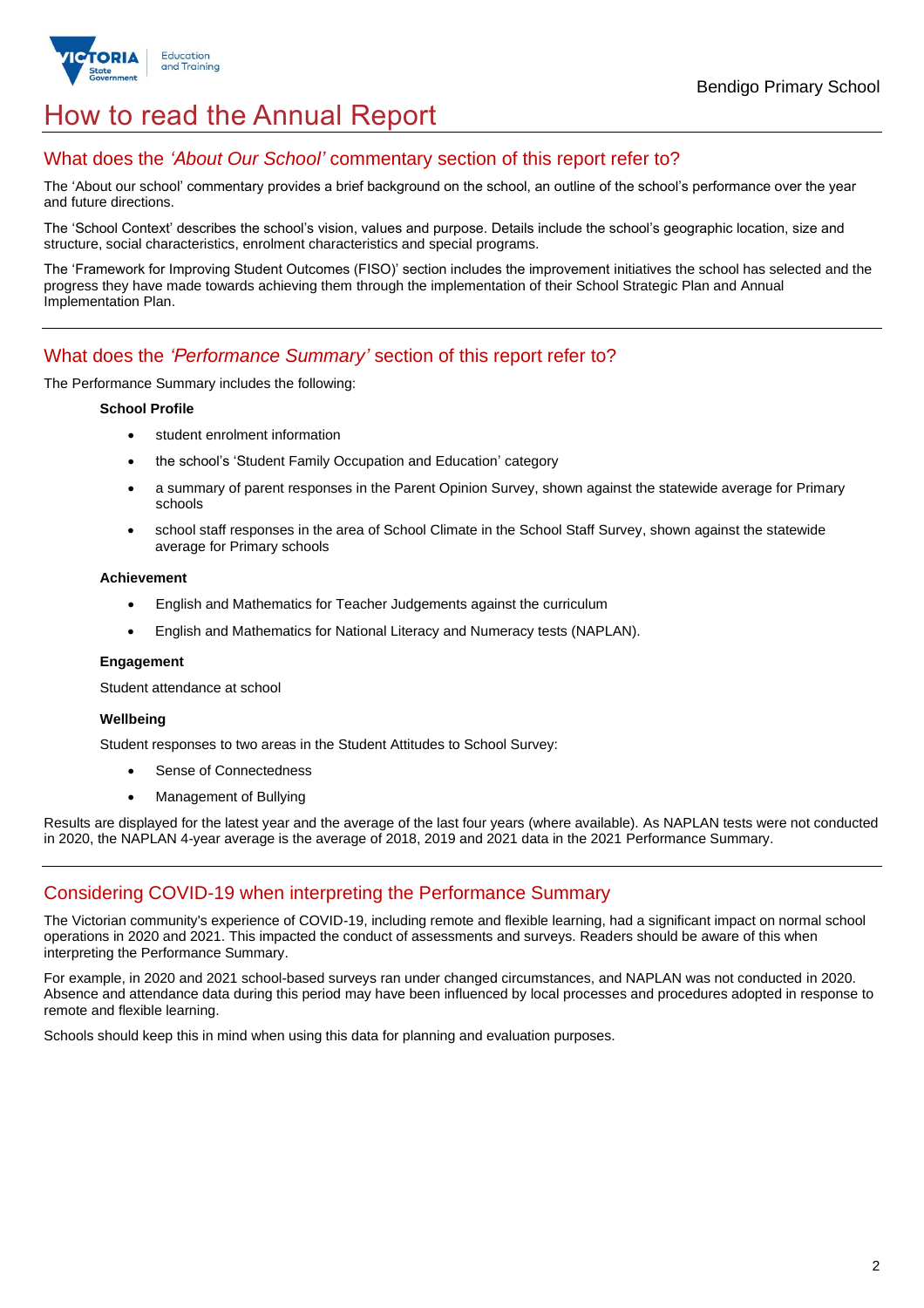# How to read the Annual Report

## What does the *'About Our School'* commentary section of this report refer to?

The 'About our school' commentary provides a brief background on the school, an outline of the school's performance over the year and future directions.

The 'School Context' describes the school's vision, values and purpose. Details include the school's geographic location, size and structure, social characteristics, enrolment characteristics and special programs.

The 'Framework for Improving Student Outcomes (FISO)' section includes the improvement initiatives the school has selected and the progress they have made towards achieving them through the implementation of their School Strategic Plan and Annual Implementation Plan.

## What does the *'Performance Summary'* section of this report refer to?

The Performance Summary includes the following:

**School Profile**

- student enrolment information
- the school's 'Student Family Occupation and Education' category
- a summary of parent responses in the Parent Opinion Survey, shown against the statewide average for Primary schools
- school staff responses in the area of School Climate in the School Staff Survey, shown against the statewide average for Primary schools

**Achievement**

- English and Mathematics for Teacher Judgements against the curriculum
- English and Mathematics for National Literacy and Numeracy tests (NAPLAN).

**Engagement**

Student attendance at school

**Wellbeing**

Student responses to two areas in the Student Attitudes to School Survey:

- Sense of Connectedness
- Management of Bullying

Results are displayed for the latest year and the average of the last four years (where available). As NAPLAN tests were not conducted in 2020, the NAPLAN 4-year average is the average of 2018, 2019 and 2021 data in the 2021 Performance Summary.

## Considering COVID-19 when interpreting the Performance Summary

The Victorian community's experience of COVID-19, including remote and flexible learning, had a significant impact on normal school operations in 2020 and 2021. This impacted the conduct of assessments and surveys. Readers should be aware of this when interpreting the Performance Summary.

For example, in 2020 and 2021 school-based surveys ran under changed circumstances, and NAPLAN was not conducted in 2020. Absence and attendance data during this period may have been influenced by local processes and procedures adopted in response to remote and flexible learning.

Schools should keep this in mind when using this data for planning and evaluation purposes.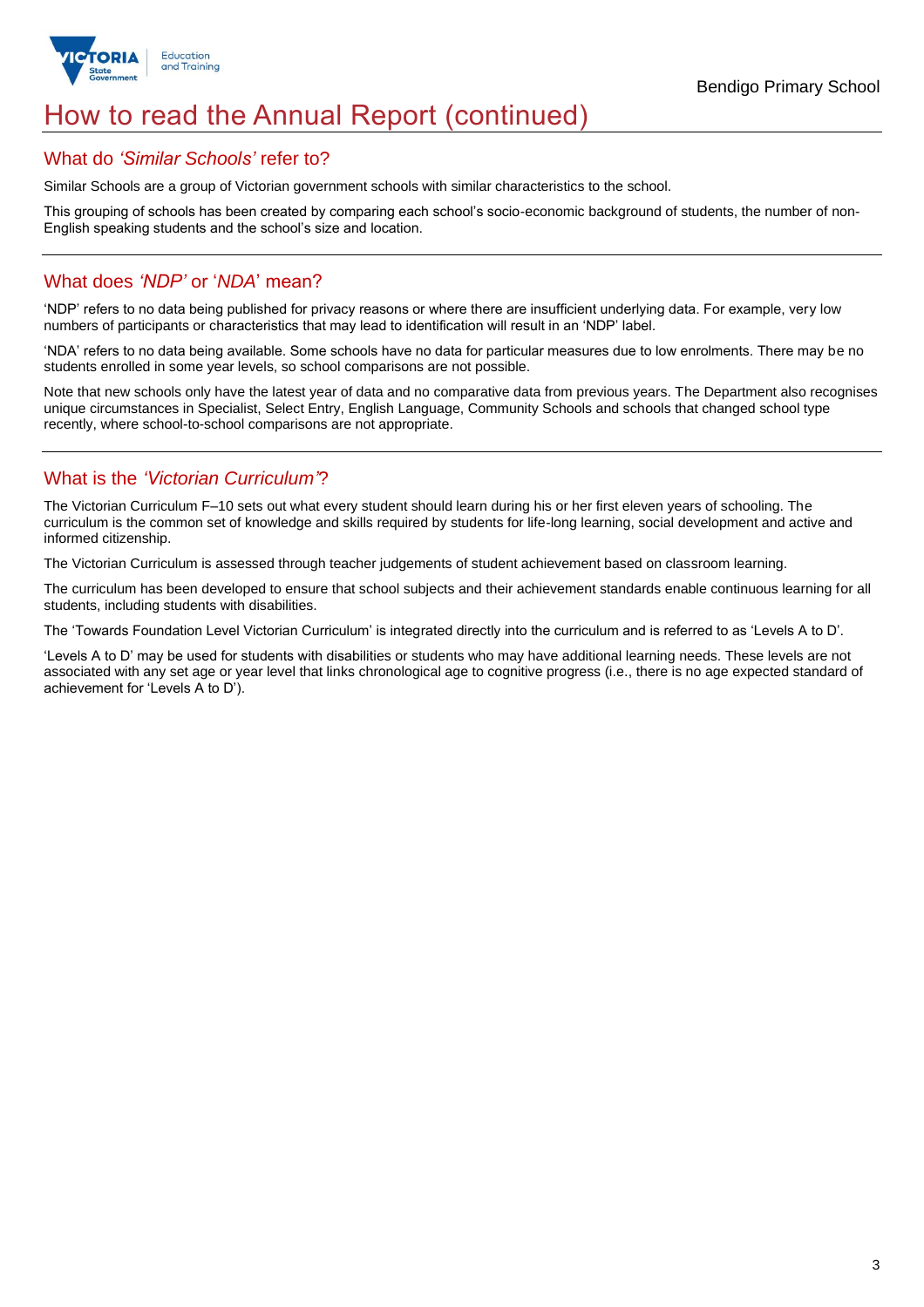# How to read the Annual Report (continued)

## What do *'Similar Schools'* refer to?

Similar Schools are a group of Victorian government schools with similar characteristics to the school.

This grouping of schools has been created by comparing each school's socio-economic background of students, the number of non-English speaking students and the school's size and location.

## What does *'NDP'* or '*NDA*' mean?

'NDP' refers to no data being published for privacy reasons or where there are insufficient underlying data. For example, very low numbers of participants or characteristics that may lead to identification will result in an 'NDP' label.

'NDA' refers to no data being available. Some schools have no data for particular measures due to low enrolments. There may be no students enrolled in some year levels, so school comparisons are not possible.

Note that new schools only have the latest year of data and no comparative data from previous years. The Department also recognises unique circumstances in Specialist, Select Entry, English Language, Community Schools and schools that changed school type recently, where school-to-school comparisons are not appropriate.

## What is the *'Victorian Curriculum'*?

The Victorian Curriculum F–10 sets out what every student should learn during his or her first eleven years of schooling. The curriculum is the common set of knowledge and skills required by students for life-long learning, social development and active and informed citizenship.

The Victorian Curriculum is assessed through teacher judgements of student achievement based on classroom learning.

The curriculum has been developed to ensure that school subjects and their achievement standards enable continuous learning for all students, including students with disabilities.

The 'Towards Foundation Level Victorian Curriculum' is integrated directly into the curriculum and is referred to as 'Levels A to D'.

'Levels A to D' may be used for students with disabilities or students who may have additional learning needs. These levels are not associated with any set age or year level that links chronological age to cognitive progress (i.e., there is no age expected standard of achievement for 'Levels A to D').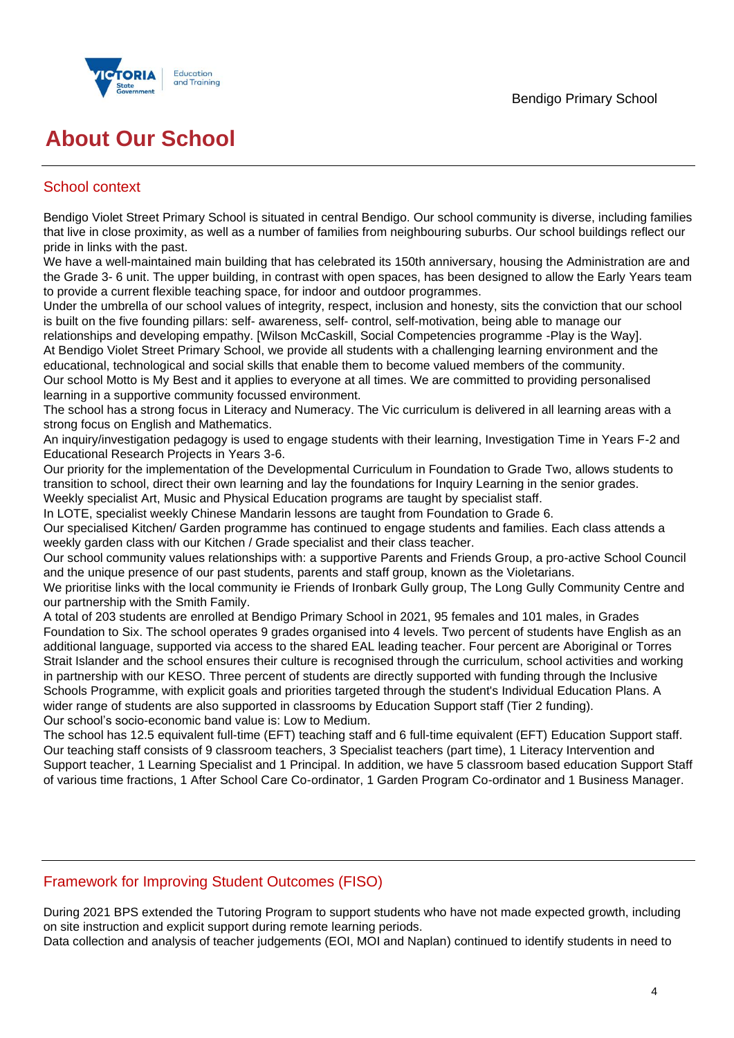# About Our School

## School context

Bendigo Violet Street Primary School is situated in central Bendigo. Our school community is diverse, including families that live in close proximity, as well as a number of families from neighbouring suburbs. Our school buildings reflect our pride in links with the past.
We have a well-maintained main building that has celebrated its 150th anniversary, housing the Administration are and the Grade 3- 6 unit. The upper building, in contrast with open spaces, has been designed to allow the Early Years team to provide a current flexible teaching space, for indoor and outdoor programmes.
Under the umbrella of our school values of integrity, respect, inclusion and honesty, sits the conviction that our school is built on the five founding pillars: self- awareness, self- control, self-motivation, being able to manage our relationships and developing empathy. [Wilson McCaskill, Social Competencies programme -Play is the Way].
At Bendigo Violet Street Primary School, we provide all students with a challenging learning environment and the educational, technological and social skills that enable them to become valued members of the community.
Our school Motto is My Best and it applies to everyone at all times. We are committed to providing personalised learning in a supportive community focussed environment.
The school has a strong focus in Literacy and Numeracy. The Vic curriculum is delivered in all learning areas with a strong focus on English and Mathematics.
An inquiry/investigation pedagogy is used to engage students with their learning, Investigation Time in Years F-2 and Educational Research Projects in Years 3-6.
Our priority for the implementation of the Developmental Curriculum in Foundation to Grade Two, allows students to transition to school, direct their own learning and lay the foundations for Inquiry Learning in the senior grades.
Weekly specialist Art, Music and Physical Education programs are taught by specialist staff.
In LOTE, specialist weekly Chinese Mandarin lessons are taught from Foundation to Grade 6.
Our specialised Kitchen/ Garden programme has continued to engage students and families. Each class attends a weekly garden class with our Kitchen / Grade specialist and their class teacher.
Our school community values relationships with: a supportive Parents and Friends Group, a pro-active School Council and the unique presence of our past students, parents and staff group, known as the Violetarians.
We prioritise links with the local community ie Friends of Ironbark Gully group, The Long Gully Community Centre and our partnership with the Smith Family.
A total of 203 students are enrolled at Bendigo Primary School in 2021, 95 females and 101 males, in Grades Foundation to Six. The school operates 9 grades organised into 4 levels. Two percent of students have English as an additional language, supported via access to the shared EAL leading teacher. Four percent are Aboriginal or Torres Strait Islander and the school ensures their culture is recognised through the curriculum, school activities and working in partnership with our KESO. Three percent of students are directly supported with funding through the Inclusive Schools Programme, with explicit goals and priorities targeted through the student's Individual Education Plans. A wider range of students are also supported in classrooms by Education Support staff (Tier 2 funding).
Our school's socio-economic band value is: Low to Medium.
The school has 12.5 equivalent full-time (EFT) teaching staff and 6 full-time equivalent (EFT) Education Support staff.
Our teaching staff consists of 9 classroom teachers, 3 Specialist teachers (part time), 1 Literacy Intervention and Support teacher, 1 Learning Specialist and 1 Principal. In addition, we have 5 classroom based education Support Staff of various time fractions, 1 After School Care Co-ordinator, 1 Garden Program Co-ordinator and 1 Business Manager.

## Framework for Improving Student Outcomes (FISO)

During 2021 BPS extended the Tutoring Program to support students who have not made expected growth, including on site instruction and explicit support during remote learning periods.
Data collection and analysis of teacher judgements (EOI, MOI and Naplan) continued to identify students in need to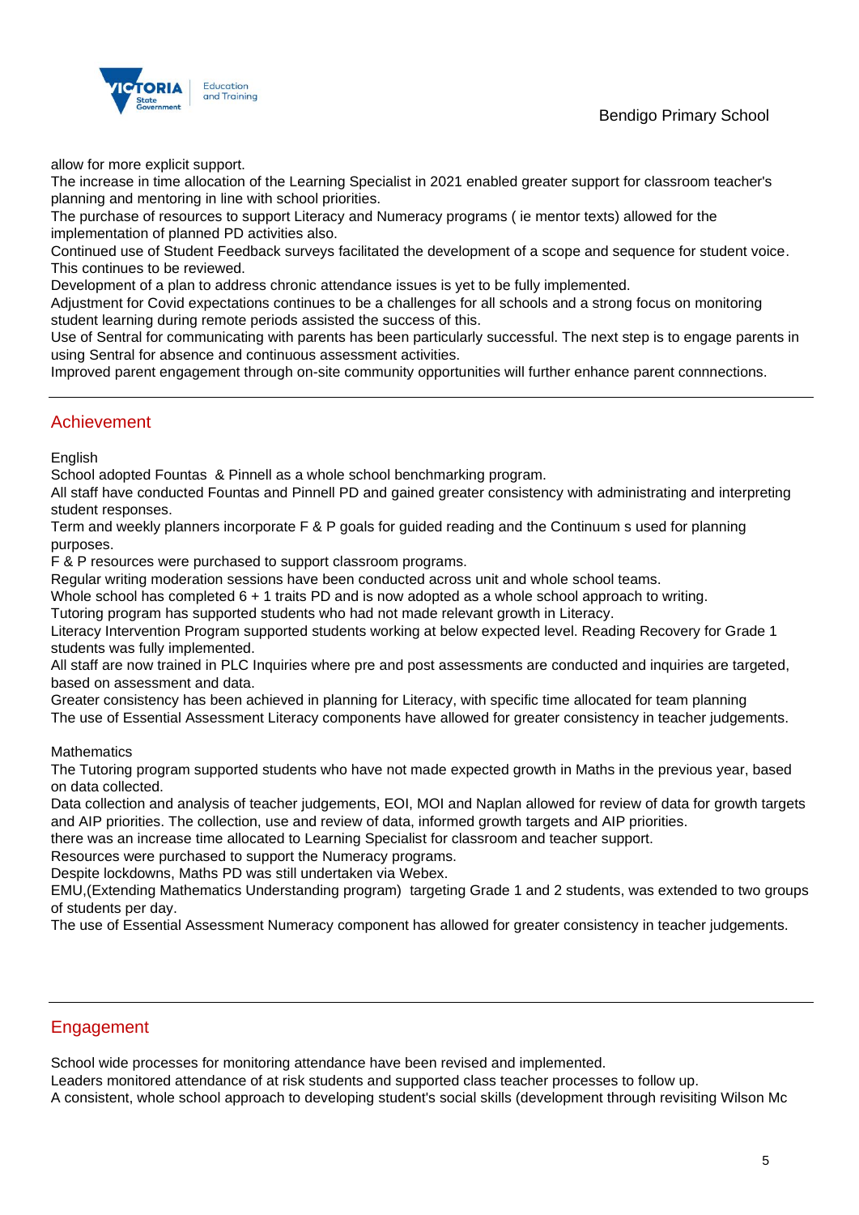allow for more explicit support.
The increase in time allocation of the Learning Specialist in 2021 enabled greater support for classroom teacher's planning and mentoring in line with school priorities.
The purchase of resources to support Literacy and Numeracy programs ( ie mentor texts) allowed for the implementation of planned PD activities also.
Continued use of Student Feedback surveys facilitated the development of a scope and sequence for student voice. This continues to be reviewed.
Development of a plan to address chronic attendance issues is yet to be fully implemented.
Adjustment for Covid expectations continues to be a challenges for all schools and a strong focus on monitoring student learning during remote periods assisted the success of this.
Use of Sentral for communicating with parents has been particularly successful. The next step is to engage parents in using Sentral for absence and continuous assessment activities.
Improved parent engagement through on-site community opportunities will further enhance parent connnections.

## Achievement

English
School adopted Fountas & Pinnell as a whole school benchmarking program.
All staff have conducted Fountas and Pinnell PD and gained greater consistency with administrating and interpreting student responses.
Term and weekly planners incorporate F & P goals for guided reading and the Continuum s used for planning purposes.
F & P resources were purchased to support classroom programs.
Regular writing moderation sessions have been conducted across unit and whole school teams.
Whole school has completed 6 + 1 traits PD and is now adopted as a whole school approach to writing.
Tutoring program has supported students who had not made relevant growth in Literacy.
Literacy Intervention Program supported students working at below expected level. Reading Recovery for Grade 1 students was fully implemented.
All staff are now trained in PLC Inquiries where pre and post assessments are conducted and inquiries are targeted, based on assessment and data.
Greater consistency has been achieved in planning for Literacy, with specific time allocated for team planning
The use of Essential Assessment Literacy components have allowed for greater consistency in teacher judgements.

Mathematics
The Tutoring program supported students who have not made expected growth in Maths in the previous year, based on data collected.
Data collection and analysis of teacher judgements, EOI, MOI and Naplan allowed for review of data for growth targets and AIP priorities. The collection, use and review of data, informed growth targets and AIP priorities.
there was an increase time allocated to Learning Specialist for classroom and teacher support.
Resources were purchased to support the Numeracy programs.
Despite lockdowns, Maths PD was still undertaken via Webex.
EMU,(Extending Mathematics Understanding program) targeting Grade 1 and 2 students, was extended to two groups of students per day.
The use of Essential Assessment Numeracy component has allowed for greater consistency in teacher judgements.

## Engagement

School wide processes for monitoring attendance have been revised and implemented.
Leaders monitored attendance of at risk students and supported class teacher processes to follow up.
A consistent, whole school approach to developing student's social skills (development through revisiting Wilson Mc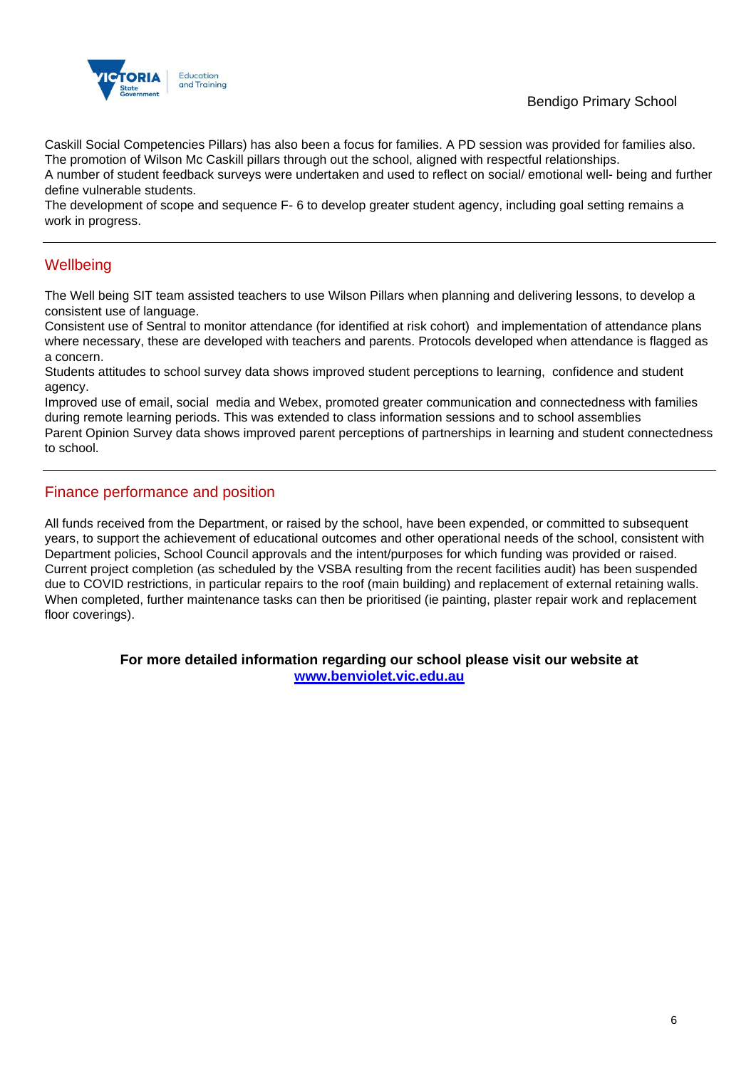Caskill Social Competencies Pillars) has also been a focus for families. A PD session was provided for families also.
The promotion of Wilson Mc Caskill pillars through out the school, aligned with respectful relationships.
A number of student feedback surveys were undertaken and used to reflect on social/ emotional well- being and further define vulnerable students.
The development of scope and sequence F- 6 to develop greater student agency, including goal setting remains a work in progress.

## Wellbeing

The Well being SIT team assisted teachers to use Wilson Pillars when planning and delivering lessons, to develop a consistent use of language.
Consistent use of Sentral to monitor attendance (for identified at risk cohort) and implementation of attendance plans where necessary, these are developed with teachers and parents. Protocols developed when attendance is flagged as a concern.
Students attitudes to school survey data shows improved student perceptions to learning, confidence and student agency.
Improved use of email, social media and Webex, promoted greater communication and connectedness with families during remote learning periods. This was extended to class information sessions and to school assemblies
Parent Opinion Survey data shows improved parent perceptions of partnerships in learning and student connectedness to school.

## Finance performance and position

All funds received from the Department, or raised by the school, have been expended, or committed to subsequent years, to support the achievement of educational outcomes and other operational needs of the school, consistent with Department policies, School Council approvals and the intent/purposes for which funding was provided or raised.
Current project completion (as scheduled by the VSBA resulting from the recent facilities audit) has been suspended due to COVID restrictions, in particular repairs to the roof (main building) and replacement of external retaining walls. When completed, further maintenance tasks can then be prioritised (ie painting, plaster repair work and replacement floor coverings).

**For more detailed information regarding our school please visit our website at [www.benviolet.vic.edu.au](http://www.benviolet.vic.edu.au)**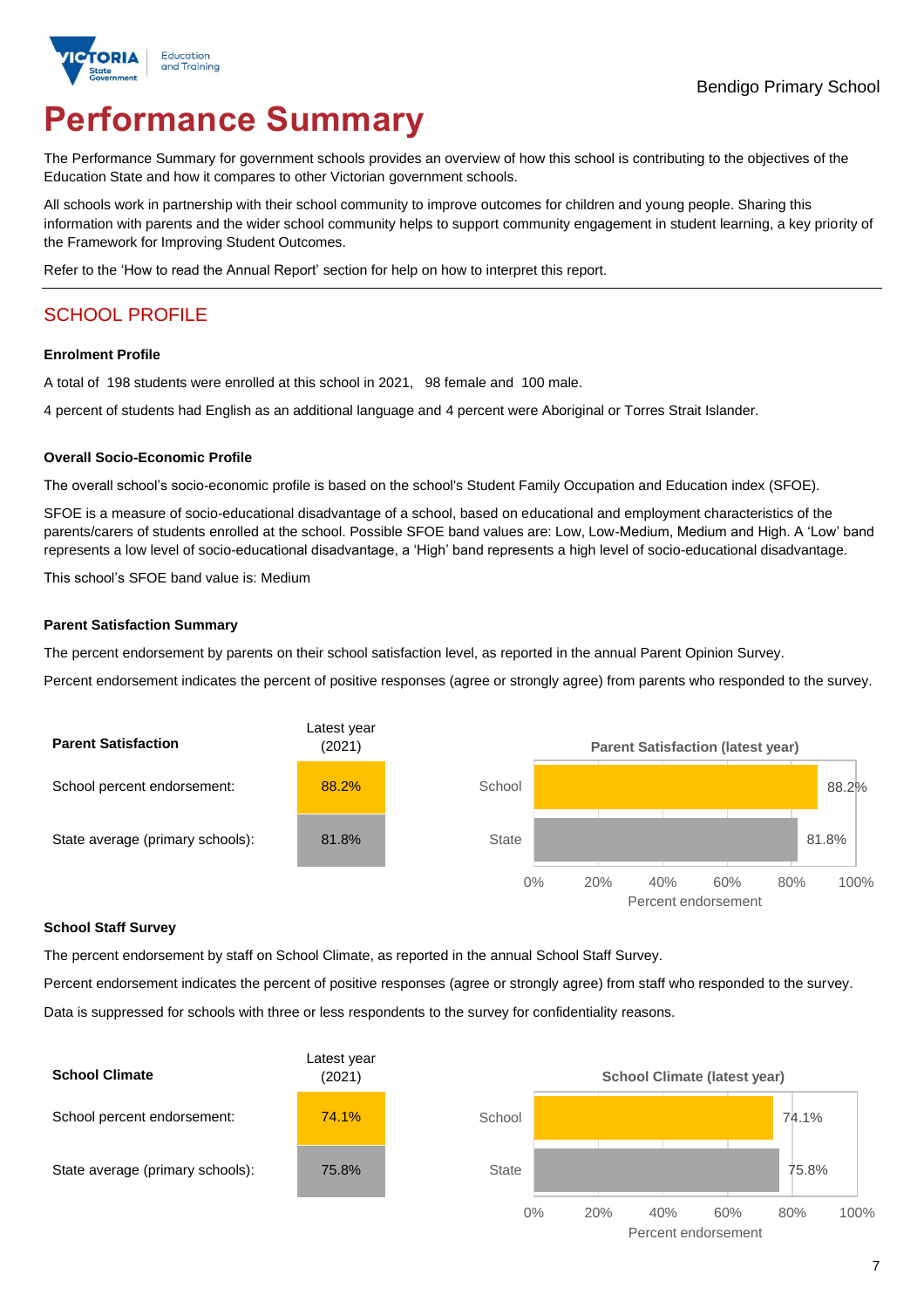# Performance Summary

The Performance Summary for government schools provides an overview of how this school is contributing to the objectives of the Education State and how it compares to other Victorian government schools.

All schools work in partnership with their school community to improve outcomes for children and young people. Sharing this information with parents and the wider school community helps to support community engagement in student learning, a key priority of the Framework for Improving Student Outcomes.

Refer to the 'How to read the Annual Report' section for help on how to interpret this report.

## SCHOOL PROFILE

### Enrolment Profile

A total of 198 students were enrolled at this school in 2021, 98 female and 100 male.

4 percent of students had English as an additional language and 4 percent were Aboriginal or Torres Strait Islander.

### Overall Socio-Economic Profile

The overall school's socio-economic profile is based on the school's Student Family Occupation and Education index (SFOE).

SFOE is a measure of socio-educational disadvantage of a school, based on educational and employment characteristics of the parents/carers of students enrolled at the school. Possible SFOE band values are: Low, Low-Medium, Medium and High. A 'Low' band represents a low level of socio-educational disadvantage, a 'High' band represents a high level of socio-educational disadvantage.

This school's SFOE band value is: Medium

### Parent Satisfaction Summary

The percent endorsement by parents on their school satisfaction level, as reported in the annual Parent Opinion Survey.

Percent endorsement indicates the percent of positive responses (agree or strongly agree) from parents who responded to the survey.

| Parent Satisfaction | Latest year (2021) |
|---|---|
| School percent endorsement: | 88.2% |
| State average (primary schools): | 81.8% |

### School Staff Survey

The percent endorsement by staff on School Climate, as reported in the annual School Staff Survey.

Percent endorsement indicates the percent of positive responses (agree or strongly agree) from staff who responded to the survey.

Data is suppressed for schools with three or less respondents to the survey for confidentiality reasons.

| School Climate | Latest year (2021) |
|---|---|
| School percent endorsement: | 74.1% |
| State average (primary schools): | 75.8% |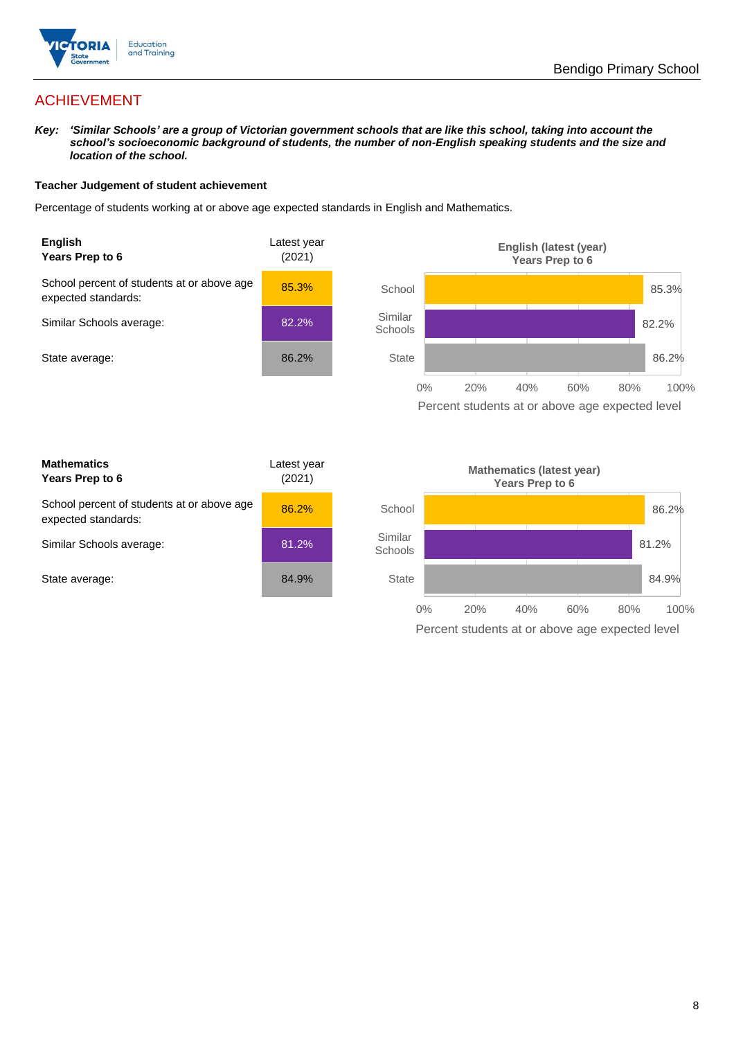# ACHIEVEMENT

***Key:*** ***'Similar Schools' are a group of Victorian government schools that are like this school, taking into account the school's socioeconomic background of students, the number of non-English speaking students and the size and location of the school.***

### Teacher Judgement of student achievement

Percentage of students working at or above age expected standards in English and Mathematics.

| **English Years Prep to 6** | Latest year (2021) |
|---|---|
| School percent of students at or above age expected standards: | 85.3% |
| Similar Schools average: | 82.2% |
| State average: | 86.2% |

**English (latest (year) Years Prep to 6**

| | Percent students at or above age expected level |
|---|---|
| School | 85.3% |
| Similar Schools | 82.2% |
| State | 86.2% |

| **Mathematics Years Prep to 6** | Latest year (2021) |
|---|---|
| School percent of students at or above age expected standards: | 86.2% |
| Similar Schools average: | 81.2% |
| State average: | 84.9% |

**Mathematics (latest year) Years Prep to 6**

| | Percent students at or above age expected level |
|---|---|
| School | 86.2% |
| Similar Schools | 81.2% |
| State | 84.9% |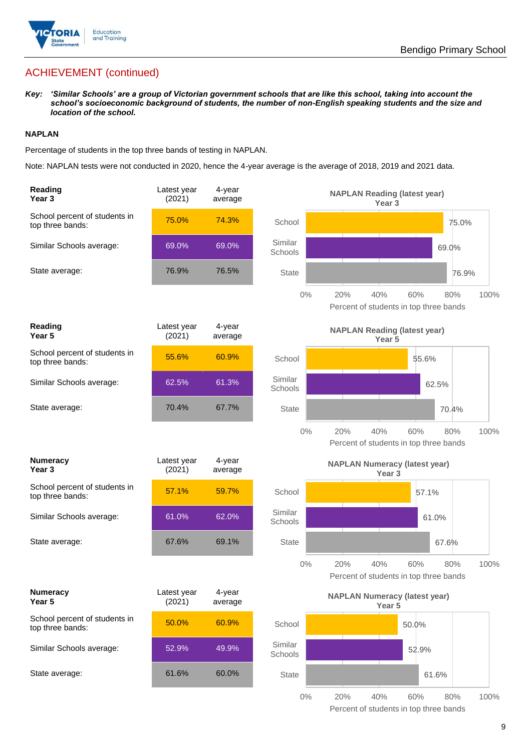## ACHIEVEMENT (continued)

***Key:*** ***'Similar Schools' are a group of Victorian government schools that are like this school, taking into account the school's socioeconomic background of students, the number of non-English speaking students and the size and location of the school.***

### NAPLAN

Percentage of students in the top three bands of testing in NAPLAN.

Note: NAPLAN tests were not conducted in 2020, hence the 4-year average is the average of 2018, 2019 and 2021 data.

| **Reading Year 3** | Latest year (2021) | 4-year average |
|---|---|---|
| School percent of students in top three bands: | 75.0% | 74.3% |
| Similar Schools average: | 69.0% | 69.0% |
| State average: | 76.9% | 76.5% |

**NAPLAN Reading (latest year) Year 3**

| | Percent of students in top three bands |
|---|---|
| School | 75.0% |
| Similar Schools | 69.0% |
| State | 76.9% |

| **Reading Year 5** | Latest year (2021) | 4-year average |
|---|---|---|
| School percent of students in top three bands: | 55.6% | 60.9% |
| Similar Schools average: | 62.5% | 61.3% |
| State average: | 70.4% | 67.7% |

**NAPLAN Reading (latest year) Year 5**

| | Percent of students in top three bands |
|---|---|
| School | 55.6% |
| Similar Schools | 62.5% |
| State | 70.4% |

| **Numeracy Year 3** | Latest year (2021) | 4-year average |
|---|---|---|
| School percent of students in top three bands: | 57.1% | 59.7% |
| Similar Schools average: | 61.0% | 62.0% |
| State average: | 67.6% | 69.1% |

**NAPLAN Numeracy (latest year) Year 3**

| | Percent of students in top three bands |
|---|---|
| School | 57.1% |
| Similar Schools | 61.0% |
| State | 67.6% |

| **Numeracy Year 5** | Latest year (2021) | 4-year average |
|---|---|---|
| School percent of students in top three bands: | 50.0% | 60.9% |
| Similar Schools average: | 52.9% | 49.9% |
| State average: | 61.6% | 60.0% |

**NAPLAN Numeracy (latest year) Year 5**

| | Percent of students in top three bands |
|---|---|
| School | 50.0% |
| Similar Schools | 52.9% |
| State | 61.6% |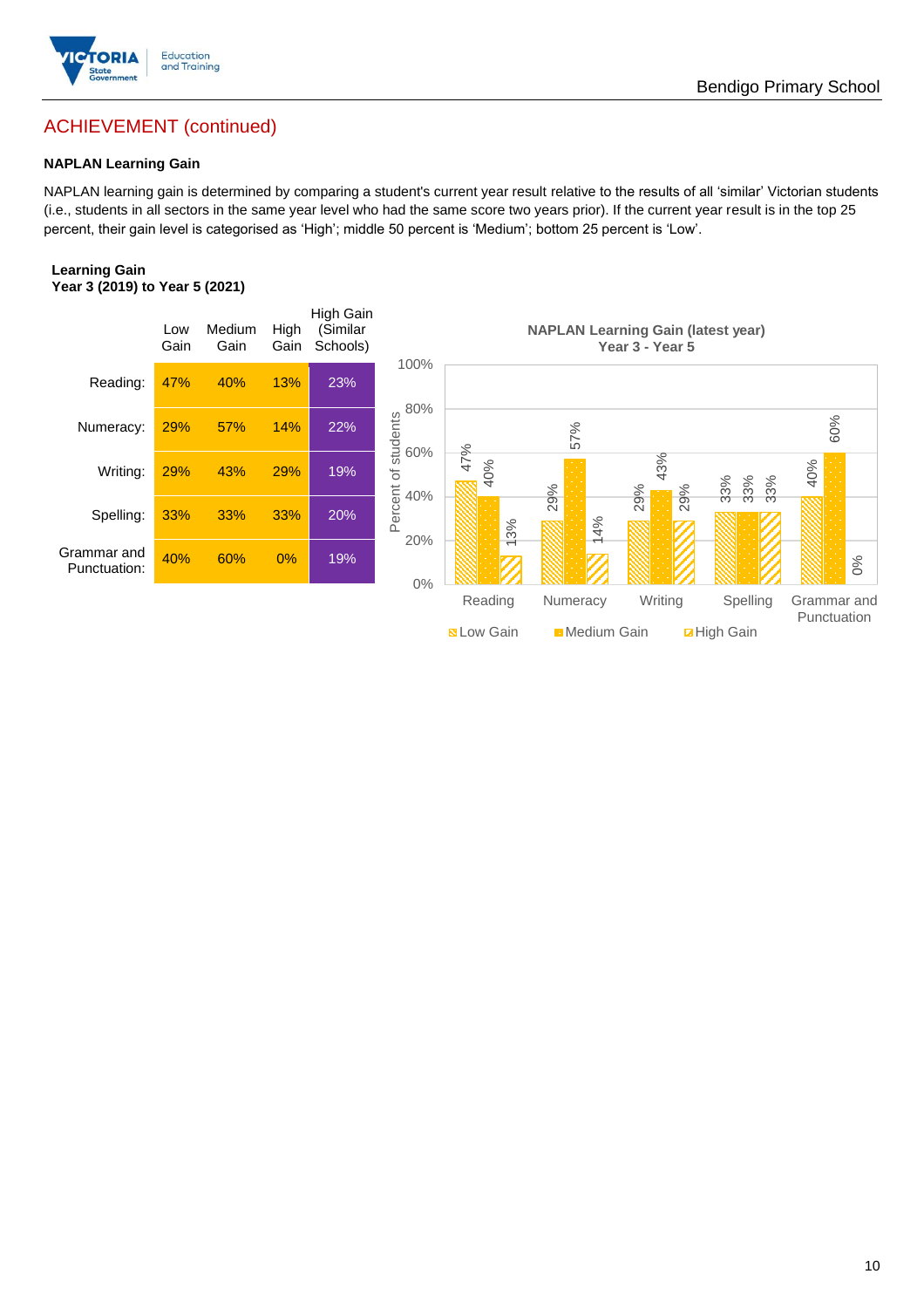## ACHIEVEMENT (continued)

### NAPLAN Learning Gain

NAPLAN learning gain is determined by comparing a student's current year result relative to the results of all 'similar' Victorian students (i.e., students in all sectors in the same year level who had the same score two years prior). If the current year result is in the top 25 percent, their gain level is categorised as 'High'; middle 50 percent is 'Medium'; bottom 25 percent is 'Low'.

**Learning Gain**
**Year 3 (2019) to Year 5 (2021)**

| | Low Gain | Medium Gain | High Gain | High Gain (Similar Schools) |
|---|---|---|---|---|
| Reading: | 47% | 40% | 13% | 23% |
| Numeracy: | 29% | 57% | 14% | 22% |
| Writing: | 29% | 43% | 29% | 19% |
| Spelling: | 33% | 33% | 33% | 20% |
| Grammar and Punctuation: | 40% | 60% | 0% | 19% |

**NAPLAN Learning Gain (latest year)**
**Year 3 - Year 5**

| Percent of students | Low Gain | Medium Gain | High Gain |
|---|---|---|---|
| Reading | 47% | 40% | 13% |
| Numeracy | 29% | 57% | 14% |
| Writing | 29% | 43% | 29% |
| Spelling | 33% | 33% | 33% |
| Grammar and Punctuation | 40% | 60% | 0% |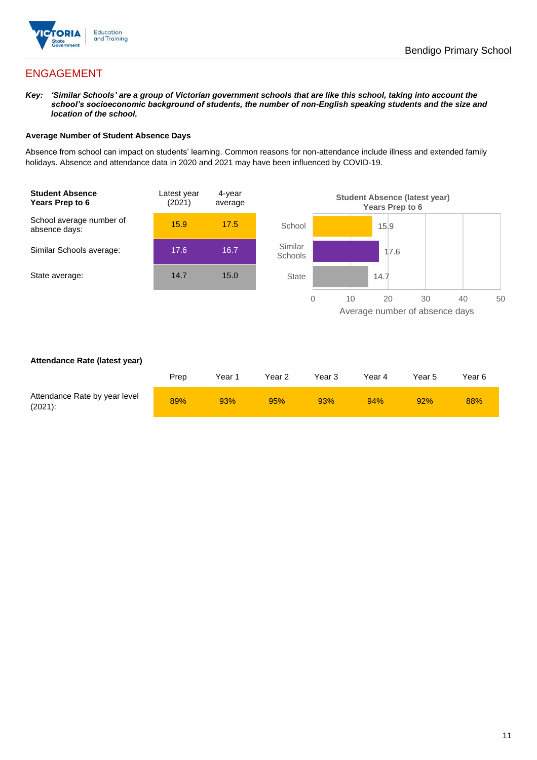## ENGAGEMENT

***Key:** 'Similar Schools' are a group of Victorian government schools that are like this school, taking into account the school's socioeconomic background of students, the number of non-English speaking students and the size and location of the school.*

### Average Number of Student Absence Days

Absence from school can impact on students' learning. Common reasons for non-attendance include illness and extended family holidays. Absence and attendance data in 2020 and 2021 may have been influenced by COVID-19.

| **Student Absence Years Prep to 6** | Latest year (2021) | 4-year average |
|---|---|---|
| School average number of absence days: | 15.9 | 17.5 |
| Similar Schools average: | 17.6 | 16.7 |
| State average: | 14.7 | 15.0 |

**Student Absence (latest year) Years Prep to 6**

| | Average number of absence days |
|---|---|
| School | 15.9 |
| Similar Schools | 17.6 |
| State | 14.7 |

### Attendance Rate (latest year)

| | Prep | Year 1 | Year 2 | Year 3 | Year 4 | Year 5 | Year 6 |
|---|---|---|---|---|---|---|---|
| Attendance Rate by year level (2021): | 89% | 93% | 95% | 93% | 94% | 92% | 88% |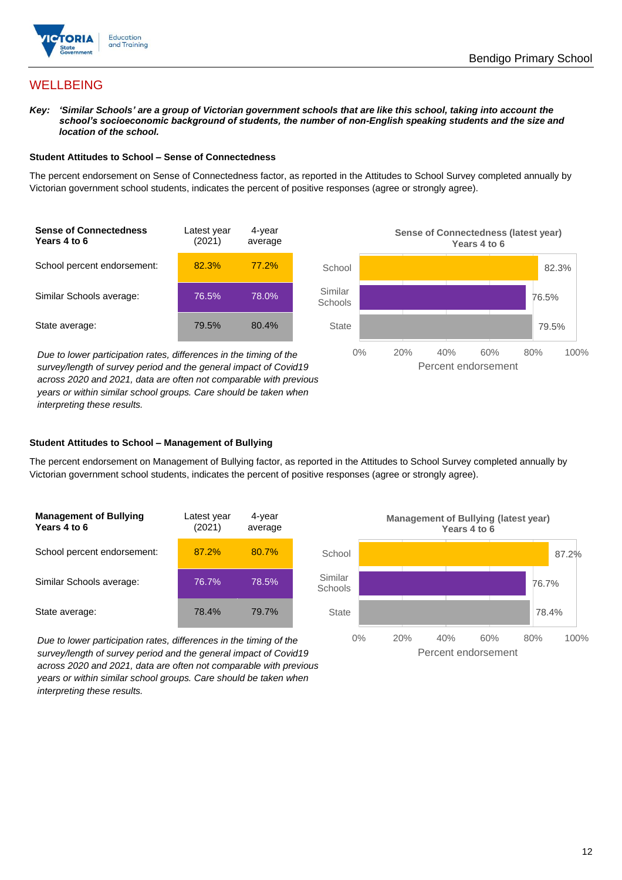## WELLBEING

***Key:** 'Similar Schools' are a group of Victorian government schools that are like this school, taking into account the school's socioeconomic background of students, the number of non-English speaking students and the size and location of the school.*

### Student Attitudes to School – Sense of Connectedness

The percent endorsement on Sense of Connectedness factor, as reported in the Attitudes to School Survey completed annually by Victorian government school students, indicates the percent of positive responses (agree or strongly agree).

| Sense of Connectedness Years 4 to 6 | Latest year (2021) | 4-year average |
|---|---|---|
| School percent endorsement: | 82.3% | 77.2% |
| Similar Schools average: | 76.5% | 78.0% |
| State average: | 79.5% | 80.4% |

**Sense of Connectedness (latest year) Years 4 to 6**

| | Percent endorsement |
|---|---|
| School | 82.3% |
| Similar Schools | 76.5% |
| State | 79.5% |

*Due to lower participation rates, differences in the timing of the survey/length of survey period and the general impact of Covid19 across 2020 and 2021, data are often not comparable with previous years or within similar school groups. Care should be taken when interpreting these results.*

### Student Attitudes to School – Management of Bullying

The percent endorsement on Management of Bullying factor, as reported in the Attitudes to School Survey completed annually by Victorian government school students, indicates the percent of positive responses (agree or strongly agree).

| Management of Bullying Years 4 to 6 | Latest year (2021) | 4-year average |
|---|---|---|
| School percent endorsement: | 87.2% | 80.7% |
| Similar Schools average: | 76.7% | 78.5% |
| State average: | 78.4% | 79.7% |

**Management of Bullying (latest year) Years 4 to 6**

| | Percent endorsement |
|---|---|
| School | 87.2% |
| Similar Schools | 76.7% |
| State | 78.4% |

*Due to lower participation rates, differences in the timing of the survey/length of survey period and the general impact of Covid19 across 2020 and 2021, data are often not comparable with previous years or within similar school groups. Care should be taken when interpreting these results.*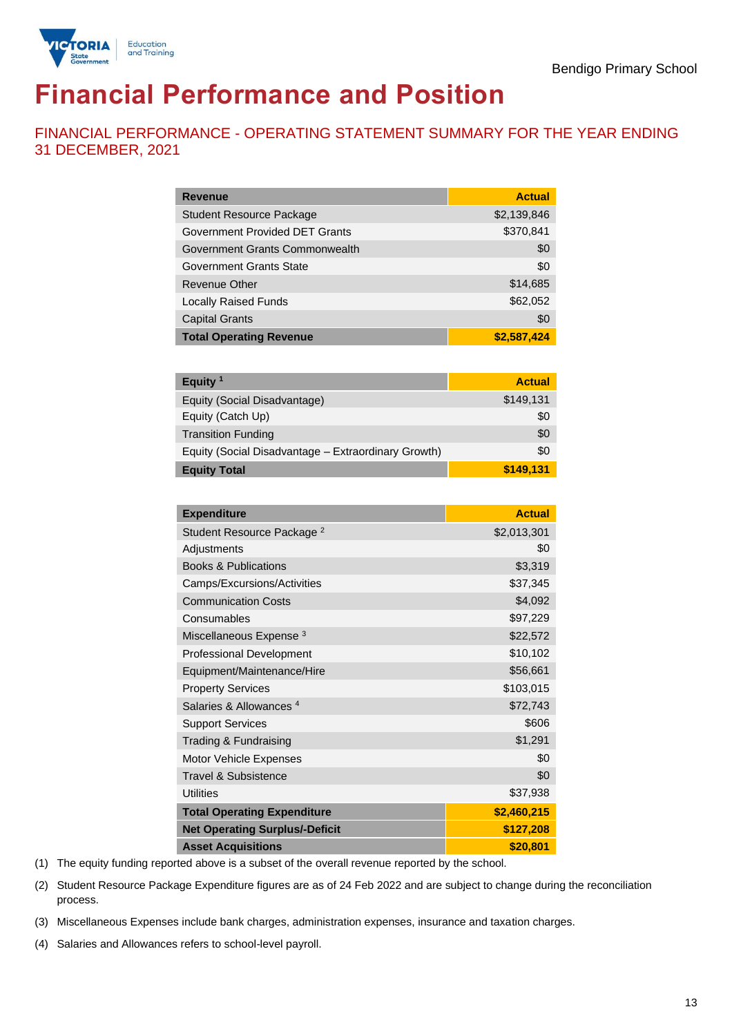Bendigo Primary School

# Financial Performance and Position

## FINANCIAL PERFORMANCE - OPERATING STATEMENT SUMMARY FOR THE YEAR ENDING 31 DECEMBER, 2021

| Revenue | Actual |
|---|---|
| Student Resource Package | $2,139,846 |
| Government Provided DET Grants | $370,841 |
| Government Grants Commonwealth | $0 |
| Government Grants State | $0 |
| Revenue Other | $14,685 |
| Locally Raised Funds | $62,052 |
| Capital Grants | $0 |
| **Total Operating Revenue** | **$2,587,424** |

| Equity [1] | Actual |
|---|---|
| Equity (Social Disadvantage) | $149,131 |
| Equity (Catch Up) | $0 |
| Transition Funding | $0 |
| Equity (Social Disadvantage – Extraordinary Growth) | $0 |
| **Equity Total** | **$149,131** |

| Expenditure | Actual |
|---|---|
| Student Resource Package [2] | $2,013,301 |
| Adjustments | $0 |
| Books & Publications | $3,319 |
| Camps/Excursions/Activities | $37,345 |
| Communication Costs | $4,092 |
| Consumables | $97,229 |
| Miscellaneous Expense [3] | $22,572 |
| Professional Development | $10,102 |
| Equipment/Maintenance/Hire | $56,661 |
| Property Services | $103,015 |
| Salaries & Allowances [4] | $72,743 |
| Support Services | $606 |
| Trading & Fundraising | $1,291 |
| Motor Vehicle Expenses | $0 |
| Travel & Subsistence | $0 |
| Utilities | $37,938 |
| **Total Operating Expenditure** | **$2,460,215** |
| **Net Operating Surplus/-Deficit** | **$127,208** |
| **Asset Acquisitions** | **$20,801** |

(1) The equity funding reported above is a subset of the overall revenue reported by the school.

(2) Student Resource Package Expenditure figures are as of 24 Feb 2022 and are subject to change during the reconciliation process.

(3) Miscellaneous Expenses include bank charges, administration expenses, insurance and taxation charges.

(4) Salaries and Allowances refers to school-level payroll.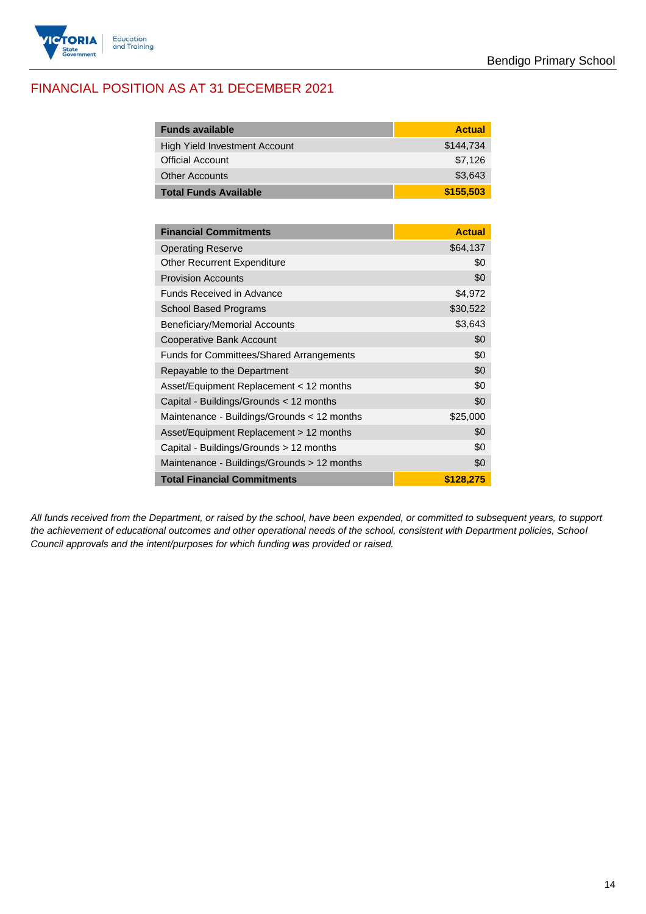## FINANCIAL POSITION AS AT 31 DECEMBER 2021

| Funds available | Actual |
|---|---|
| High Yield Investment Account | $144,734 |
| Official Account | $7,126 |
| Other Accounts | $3,643 |
| **Total Funds Available** | **$155,503** |

| Financial Commitments | Actual |
|---|---|
| Operating Reserve | $64,137 |
| Other Recurrent Expenditure | $0 |
| Provision Accounts | $0 |
| Funds Received in Advance | $4,972 |
| School Based Programs | $30,522 |
| Beneficiary/Memorial Accounts | $3,643 |
| Cooperative Bank Account | $0 |
| Funds for Committees/Shared Arrangements | $0 |
| Repayable to the Department | $0 |
| Asset/Equipment Replacement < 12 months | $0 |
| Capital - Buildings/Grounds < 12 months | $0 |
| Maintenance - Buildings/Grounds < 12 months | $25,000 |
| Asset/Equipment Replacement > 12 months | $0 |
| Capital - Buildings/Grounds > 12 months | $0 |
| Maintenance - Buildings/Grounds > 12 months | $0 |
| **Total Financial Commitments** | **$128,275** |

*All funds received from the Department, or raised by the school, have been expended, or committed to subsequent years, to support the achievement of educational outcomes and other operational needs of the school, consistent with Department policies, School Council approvals and the intent/purposes for which funding was provided or raised.*